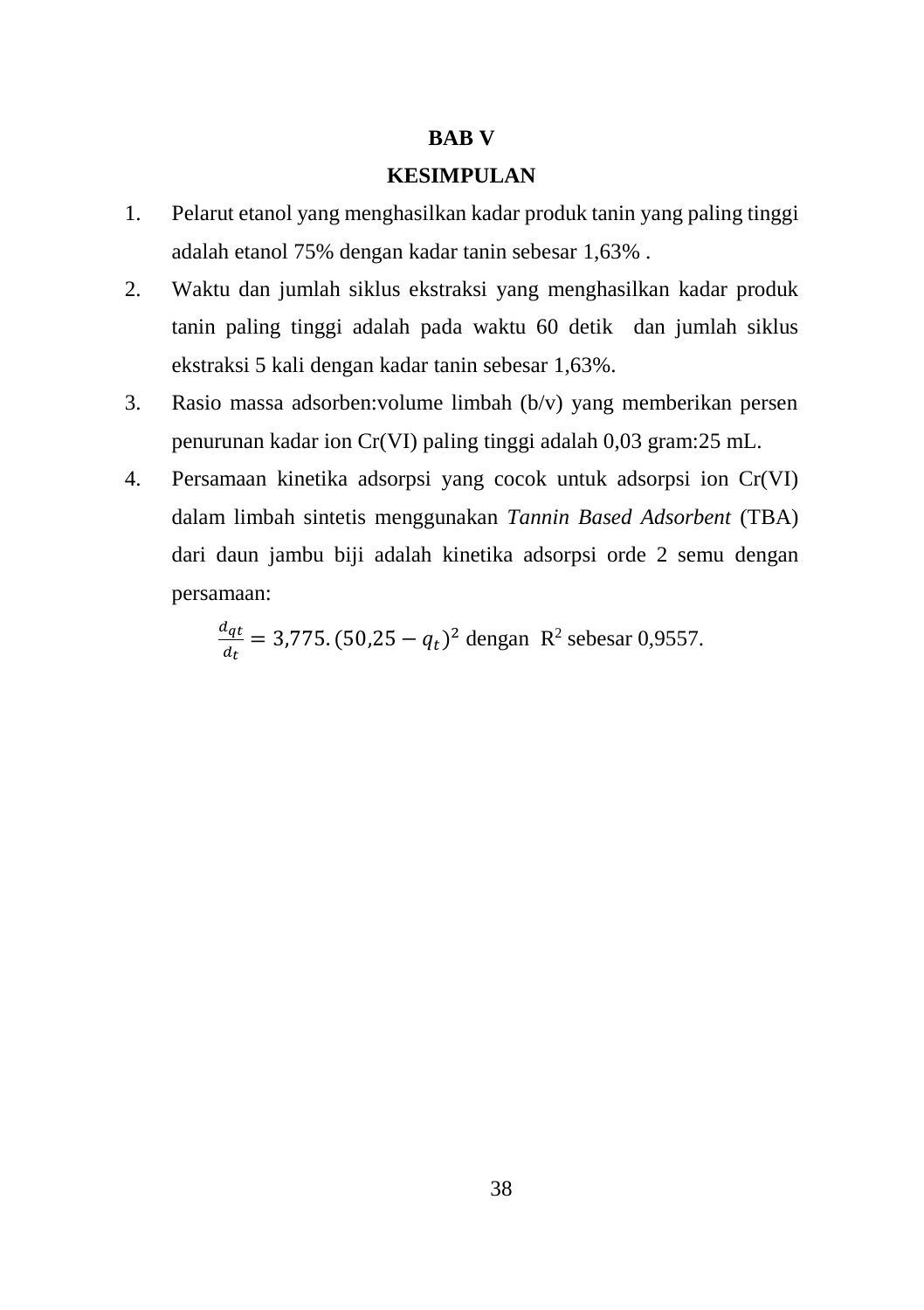# BAB V
# KESIMPULAN

1. Pelarut etanol yang menghasilkan kadar produk tanin yang paling tinggi adalah etanol 75% dengan kadar tanin sebesar 1,63% .
2. Waktu dan jumlah siklus ekstraksi yang menghasilkan kadar produk tanin paling tinggi adalah pada waktu 60 detik dan jumlah siklus ekstraksi 5 kali dengan kadar tanin sebesar 1,63%.
3. Rasio massa adsorben:volume limbah (b/v) yang memberikan persen penurunan kadar ion Cr(VI) paling tinggi adalah 0,03 gram:25 mL.
4. Persamaan kinetika adsorpsi yang cocok untuk adsorpsi ion Cr(VI) dalam limbah sintetis menggunakan *Tannin Based Adsorbent* (TBA) dari daun jambu biji adalah kinetika adsorpsi orde 2 semu dengan persamaan:

   $\frac{d_{qt}}{d_t} = 3{,}775.(50{,}25 - q_t)^2$ dengan $R^2$ sebesar 0,9557.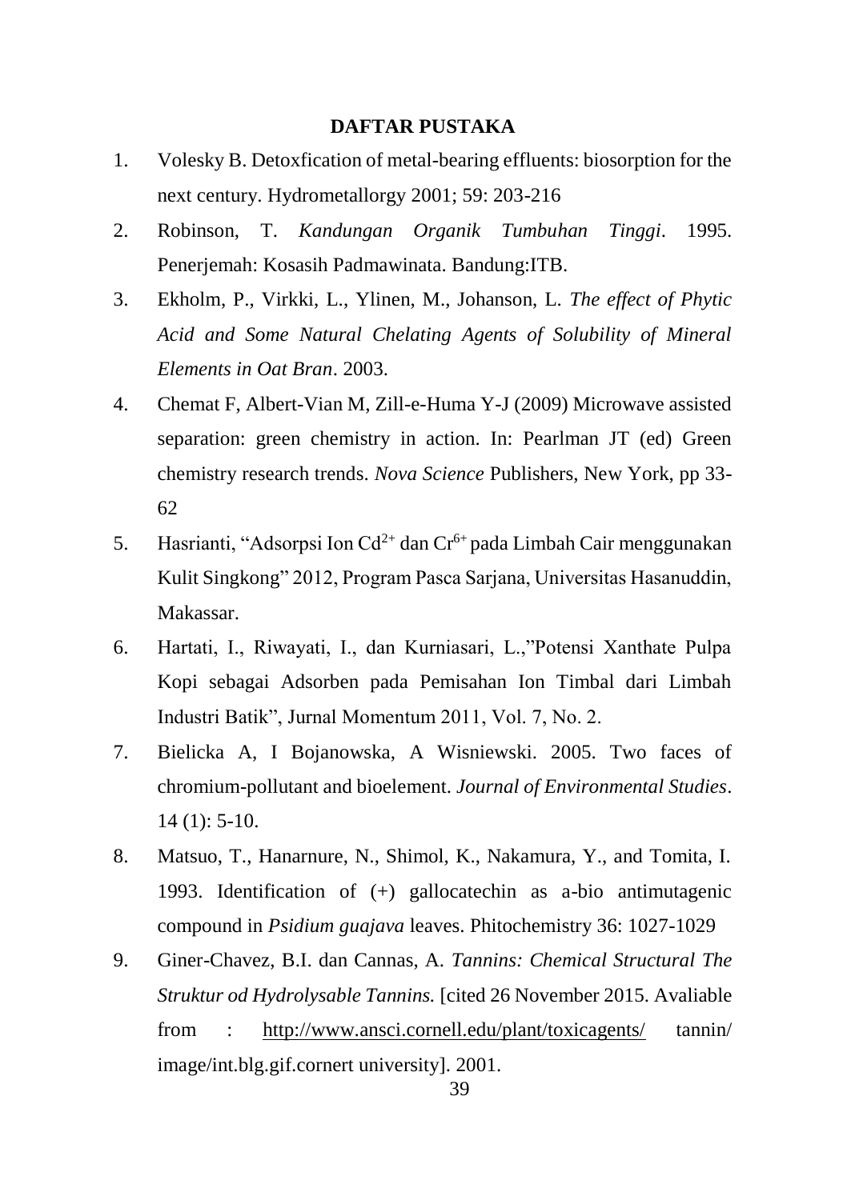**DAFTAR PUSTAKA**

1. Volesky B. Detoxfication of metal-bearing effluents: biosorption for the next century. Hydrometallorgy 2001; 59: 203-216
2. Robinson, T. *Kandungan Organik Tumbuhan Tinggi*. 1995. Penerjemah: Kosasih Padmawinata. Bandung:ITB.
3. Ekholm, P., Virkki, L., Ylinen, M., Johanson, L. *The effect of Phytic Acid and Some Natural Chelating Agents of Solubility of Mineral Elements in Oat Bran*. 2003.
4. Chemat F, Albert-Vian M, Zill-e-Huma Y-J (2009) Microwave assisted separation: green chemistry in action. In: Pearlman JT (ed) Green chemistry research trends. *Nova Science* Publishers, New York, pp 33-62
5. Hasrianti, "Adsorpsi Ion $Cd^{2+}$ dan $Cr^{6+}$ pada Limbah Cair menggunakan Kulit Singkong" 2012, Program Pasca Sarjana, Universitas Hasanuddin, Makassar.
6. Hartati, I., Riwayati, I., dan Kurniasari, L.,"Potensi Xanthate Pulpa Kopi sebagai Adsorben pada Pemisahan Ion Timbal dari Limbah Industri Batik", Jurnal Momentum 2011, Vol. 7, No. 2.
7. Bielicka A, I Bojanowska, A Wisniewski. 2005. Two faces of chromium-pollutant and bioelement. *Journal of Environmental Studies*. 14 (1): 5-10.
8. Matsuo, T., Hanarnure, N., Shimol, K., Nakamura, Y., and Tomita, I. 1993. Identification of (+) gallocatechin as a-bio antimutagenic compound in *Psidium guajava* leaves. Phitochemistry 36: 1027-1029
9. Giner-Chavez, B.I. dan Cannas, A. *Tannins: Chemical Structural The Struktur od Hydrolysable Tannins.* [cited 26 November 2015. Avaliable from : http://www.ansci.cornell.edu/plant/toxicagents/ tannin/ image/int.blg.gif.cornert university]. 2001.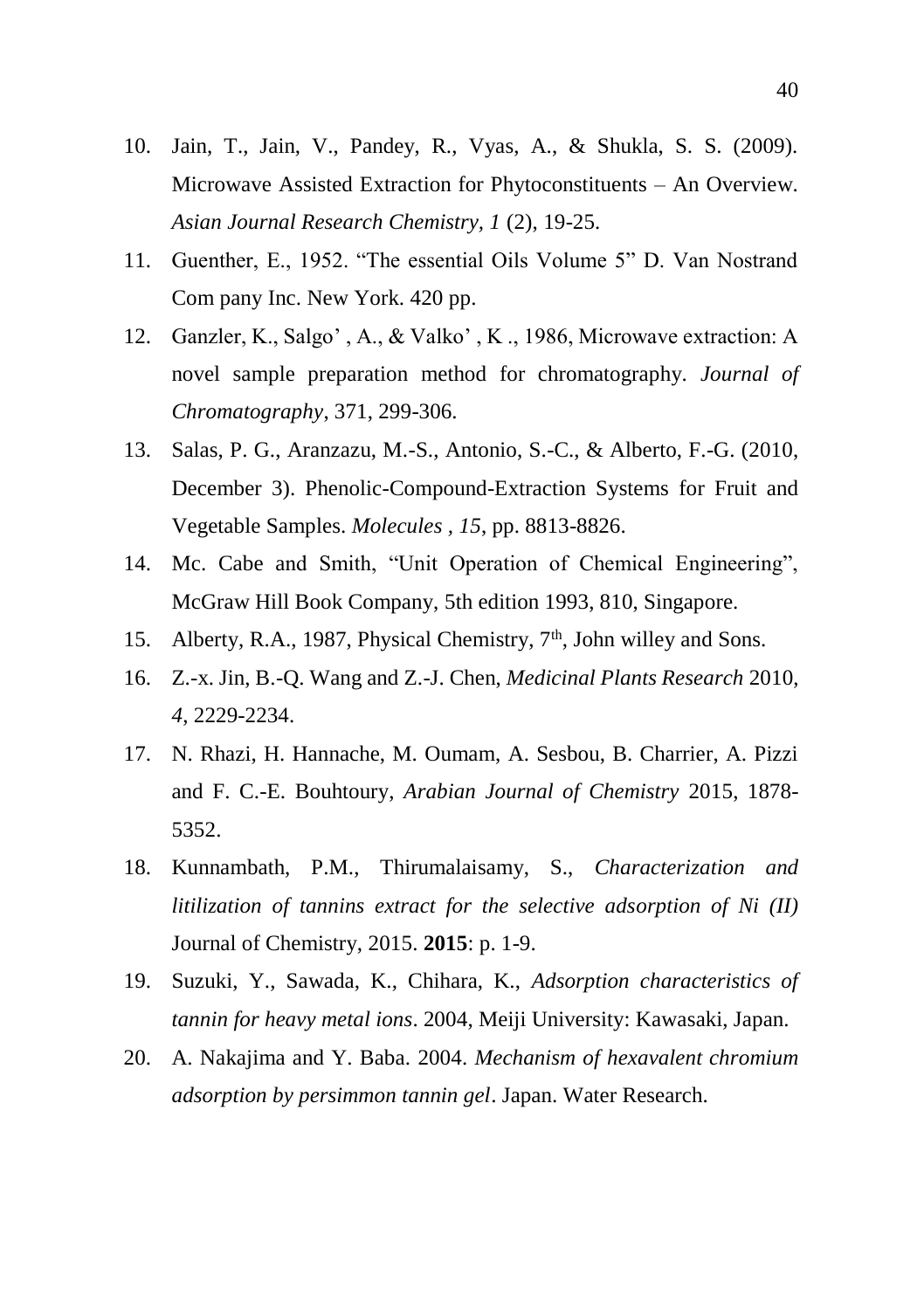10. Jain, T., Jain, V., Pandey, R., Vyas, A., & Shukla, S. S. (2009). Microwave Assisted Extraction for Phytoconstituents – An Overview. *Asian Journal Research Chemistry, 1* (2), 19-25.
11. Guenther, E., 1952. "The essential Oils Volume 5" D. Van Nostrand Com pany Inc. New York. 420 pp.
12. Ganzler, K., Salgo' , A., & Valko' , K ., 1986, Microwave extraction: A novel sample preparation method for chromatography. *Journal of Chromatography*, 371, 299-306.
13. Salas, P. G., Aranzazu, M.-S., Antonio, S.-C., & Alberto, F.-G. (2010, December 3). Phenolic-Compound-Extraction Systems for Fruit and Vegetable Samples. *Molecules , 15*, pp. 8813-8826.
14. Mc. Cabe and Smith, "Unit Operation of Chemical Engineering", McGraw Hill Book Company, 5th edition 1993, 810, Singapore.
15. Alberty, R.A., 1987, Physical Chemistry, 7th, John willey and Sons.
16. Z.-x. Jin, B.-Q. Wang and Z.-J. Chen, *Medicinal Plants Research* 2010, *4*, 2229-2234.
17. N. Rhazi, H. Hannache, M. Oumam, A. Sesbou, B. Charrier, A. Pizzi and F. C.-E. Bouhtoury, *Arabian Journal of Chemistry* 2015, 1878-5352.
18. Kunnambath, P.M., Thirumalaisamy, S., *Characterization and litilization of tannins extract for the selective adsorption of Ni (II)* Journal of Chemistry, 2015. **2015**: p. 1-9.
19. Suzuki, Y., Sawada, K., Chihara, K., *Adsorption characteristics of tannin for heavy metal ions*. 2004, Meiji University: Kawasaki, Japan.
20. A. Nakajima and Y. Baba. 2004. *Mechanism of hexavalent chromium adsorption by persimmon tannin gel*. Japan. Water Research.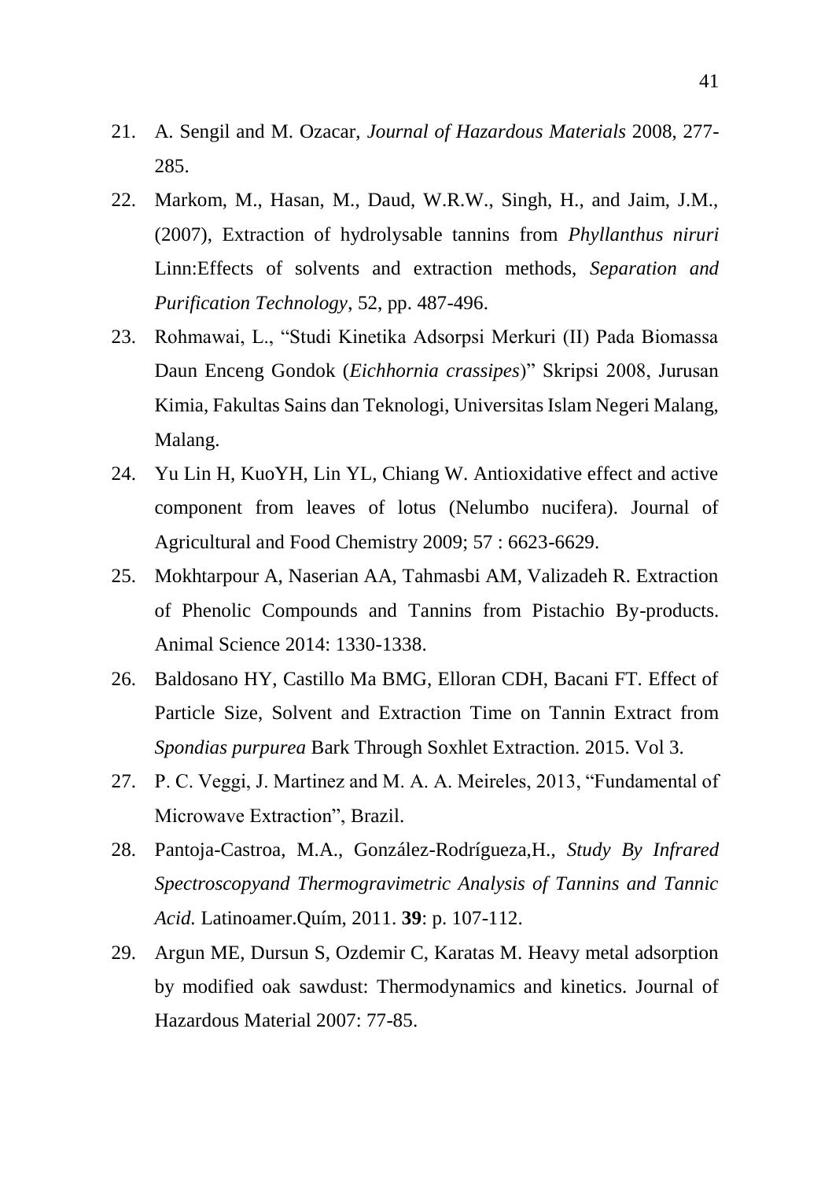21. A. Sengil and M. Ozacar, *Journal of Hazardous Materials* 2008, 277-285.
22. Markom, M., Hasan, M., Daud, W.R.W., Singh, H., and Jaim, J.M., (2007), Extraction of hydrolysable tannins from *Phyllanthus niruri* Linn:Effects of solvents and extraction methods, *Separation and Purification Technology*, 52, pp. 487-496.
23. Rohmawai, L., "Studi Kinetika Adsorpsi Merkuri (II) Pada Biomassa Daun Enceng Gondok (*Eichhornia crassipes*)" Skripsi 2008, Jurusan Kimia, Fakultas Sains dan Teknologi, Universitas Islam Negeri Malang, Malang.
24. Yu Lin H, KuoYH, Lin YL, Chiang W. Antioxidative effect and active component from leaves of lotus (Nelumbo nucifera). Journal of Agricultural and Food Chemistry 2009; 57 : 6623-6629.
25. Mokhtarpour A, Naserian AA, Tahmasbi AM, Valizadeh R. Extraction of Phenolic Compounds and Tannins from Pistachio By-products. Animal Science 2014: 1330-1338.
26. Baldosano HY, Castillo Ma BMG, Elloran CDH, Bacani FT. Effect of Particle Size, Solvent and Extraction Time on Tannin Extract from *Spondias purpurea* Bark Through Soxhlet Extraction. 2015. Vol 3.
27. P. C. Veggi, J. Martinez and M. A. A. Meireles, 2013, "Fundamental of Microwave Extraction", Brazil.
28. Pantoja-Castroa, M.A., González-Rodrígueza,H., *Study By Infrared Spectroscopyand Thermogravimetric Analysis of Tannins and Tannic Acid.* Latinoamer.Quím, 2011. **39**: p. 107-112.
29. Argun ME, Dursun S, Ozdemir C, Karatas M. Heavy metal adsorption by modified oak sawdust: Thermodynamics and kinetics. Journal of Hazardous Material 2007: 77-85.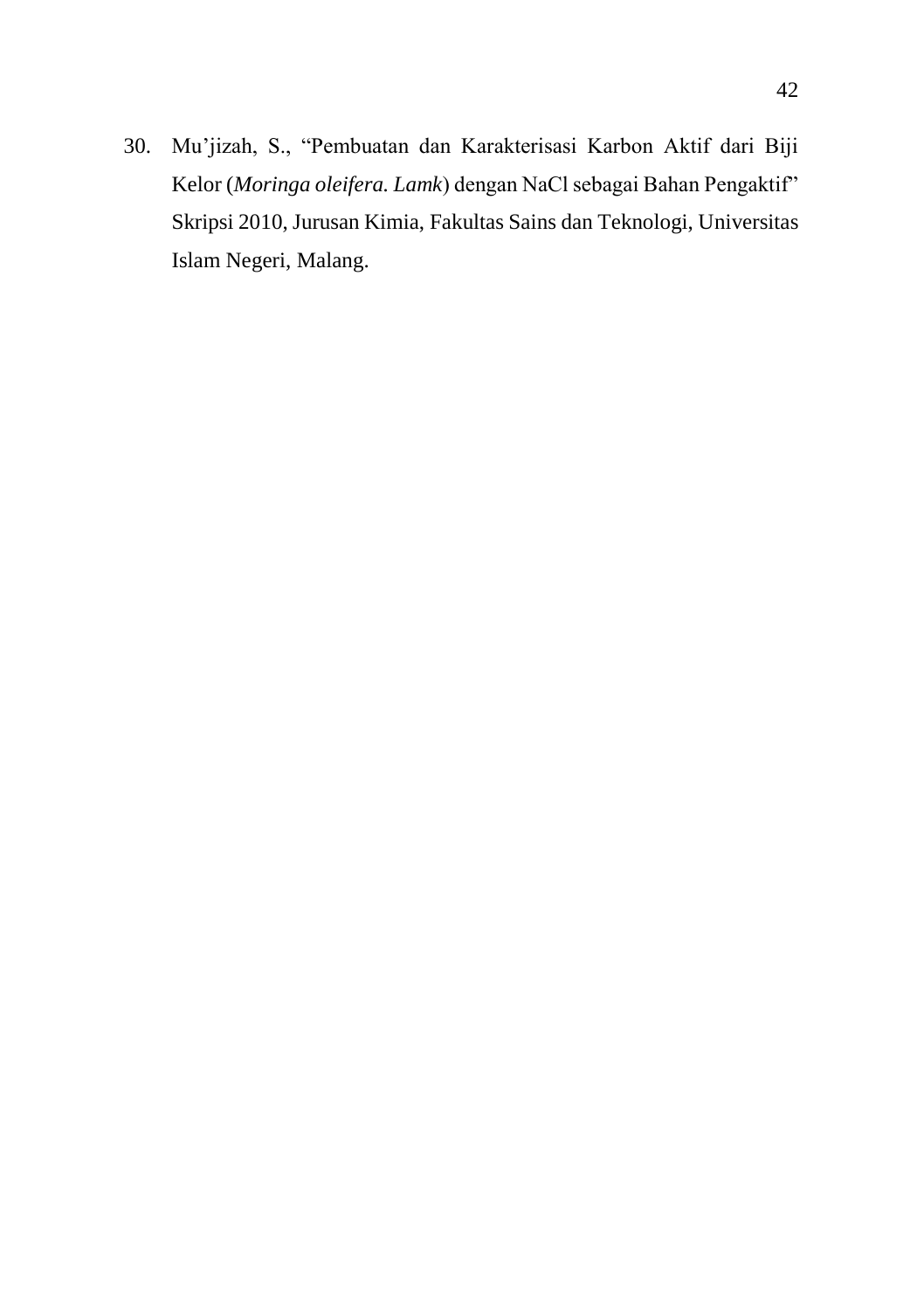30. Mu'jizah, S., "Pembuatan dan Karakterisasi Karbon Aktif dari Biji Kelor (*Moringa oleifera. Lamk*) dengan NaCl sebagai Bahan Pengaktif" Skripsi 2010, Jurusan Kimia, Fakultas Sains dan Teknologi, Universitas Islam Negeri, Malang.